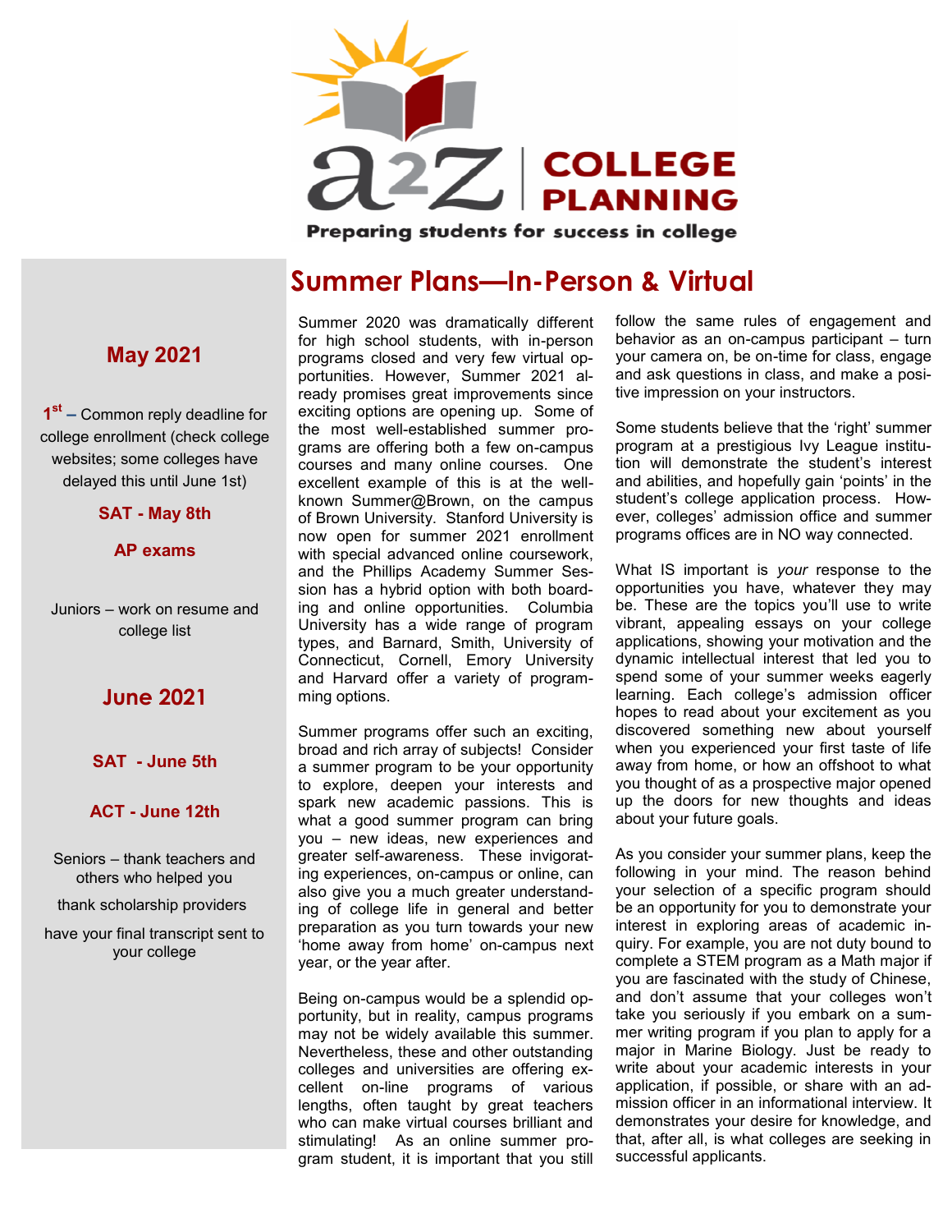# a2Z COLLEGE PLANNING

**Preparing students for success in college**

## Summer Plans—In-Person & Virtual

Summer 2020 was dramatically different for high school students, with in-person programs closed and very few virtual opportunities. However, Summer 2021 already promises great improvements since exciting options are opening up. Some of the most well-established summer programs are offering both a few on-campus courses and many online courses. One excellent example of this is at the well-known Summer@Brown, on the campus of Brown University. Stanford University is now open for summer 2021 enrollment with special advanced online coursework, and the Phillips Academy Summer Session has a hybrid option with both boarding and online opportunities. Columbia University has a wide range of program types, and Barnard, Smith, University of Connecticut, Cornell, Emory University and Harvard offer a variety of programming options.

Summer programs offer such an exciting, broad and rich array of subjects! Consider a summer program to be your opportunity to explore, deepen your interests and spark new academic passions. This is what a good summer program can bring you – new ideas, new experiences and greater self-awareness. These invigorating experiences, on-campus or online, can also give you a much greater understanding of college life in general and better preparation as you turn towards your new 'home away from home' on-campus next year, or the year after.

Being on-campus would be a splendid opportunity, but in reality, campus programs may not be widely available this summer. Nevertheless, these and other outstanding colleges and universities are offering excellent on-line programs of various lengths, often taught by great teachers who can make virtual courses brilliant and stimulating! As an online summer program student, it is important that you still follow the same rules of engagement and behavior as an on-campus participant – turn your camera on, be on-time for class, engage and ask questions in class, and make a positive impression on your instructors.

Some students believe that the 'right' summer program at a prestigious Ivy League institution will demonstrate the student's interest and abilities, and hopefully gain 'points' in the student's college application process. However, colleges' admission office and summer programs offices are in NO way connected.

What IS important is *your* response to the opportunities you have, whatever they may be. These are the topics you'll use to write vibrant, appealing essays on your college applications, showing your motivation and the dynamic intellectual interest that led you to spend some of your summer weeks eagerly learning. Each college's admission officer hopes to read about your excitement as you discovered something new about yourself when you experienced your first taste of life away from home, or how an offshoot to what you thought of as a prospective major opened up the doors for new thoughts and ideas about your future goals.

As you consider your summer plans, keep the following in your mind. The reason behind your selection of a specific program should be an opportunity for you to demonstrate your interest in exploring areas of academic inquiry. For example, you are not duty bound to complete a STEM program as a Math major if you are fascinated with the study of Chinese, and don't assume that your colleges won't take you seriously if you embark on a summer writing program if you plan to apply for a major in Marine Biology. Just be ready to write about your academic interests in your application, if possible, or share with an admission officer in an informational interview. It demonstrates your desire for knowledge, and that, after all, is what colleges are seeking in successful applicants.

---

### May 2021

**1st –** Common reply deadline for college enrollment (check college websites; some colleges have delayed this until June 1st)

**SAT - May 8th**

**AP exams**

Juniors – work on resume and college list

### June 2021

**SAT - June 5th**

**ACT - June 12th**

Seniors – thank teachers and others who helped you

thank scholarship providers

have your final transcript sent to your college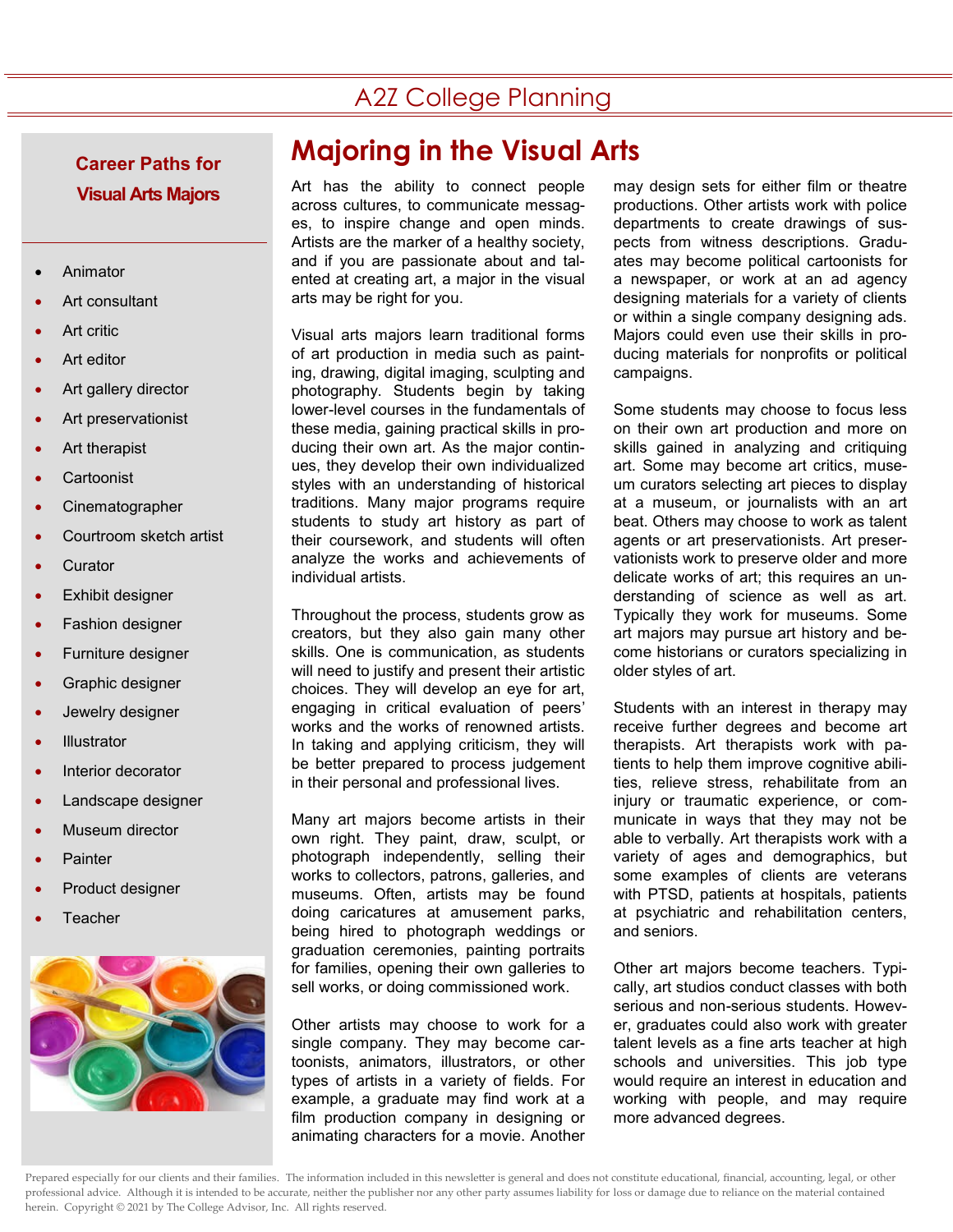# Majoring in the Visual Arts

Art has the ability to connect people across cultures, to communicate messages, to inspire change and open minds. Artists are the marker of a healthy society, and if you are passionate about and talented at creating art, a major in the visual arts may be right for you.

Visual arts majors learn traditional forms of art production in media such as painting, drawing, digital imaging, sculpting and photography. Students begin by taking lower-level courses in the fundamentals of these media, gaining practical skills in producing their own art. As the major continues, they develop their own individualized styles with an understanding of historical traditions. Many major programs require students to study art history as part of their coursework, and students will often analyze the works and achievements of individual artists.

Throughout the process, students grow as creators, but they also gain many other skills. One is communication, as students will need to justify and present their artistic choices. They will develop an eye for art, engaging in critical evaluation of peers' works and the works of renowned artists. In taking and applying criticism, they will be better prepared to process judgement in their personal and professional lives.

Many art majors become artists in their own right. They paint, draw, sculpt, or photograph independently, selling their works to collectors, patrons, galleries, and museums. Often, artists may be found doing caricatures at amusement parks, being hired to photograph weddings or graduation ceremonies, painting portraits for families, opening their own galleries to sell works, or doing commissioned work.

Other artists may choose to work for a single company. They may become cartoonists, animators, illustrators, or other types of artists in a variety of fields. For example, a graduate may find work at a film production company in designing or animating characters for a movie. Another may design sets for either film or theatre productions. Other artists work with police departments to create drawings of suspects from witness descriptions. Graduates may become political cartoonists for a newspaper, or work at an ad agency designing materials for a variety of clients or within a single company designing ads. Majors could even use their skills in producing materials for nonprofits or political campaigns.

Some students may choose to focus less on their own art production and more on skills gained in analyzing and critiquing art. Some may become art critics, museum curators selecting art pieces to display at a museum, or journalists with an art beat. Others may choose to work as talent agents or art preservationists. Art preservationists work to preserve older and more delicate works of art; this requires an understanding of science as well as art. Typically they work for museums. Some art majors may pursue art history and become historians or curators specializing in older styles of art.

Students with an interest in therapy may receive further degrees and become art therapists. Art therapists work with patients to help them improve cognitive abilities, relieve stress, rehabilitate from an injury or traumatic experience, or communicate in ways that they may not be able to verbally. Art therapists work with a variety of ages and demographics, but some examples of clients are veterans with PTSD, patients at hospitals, patients at psychiatric and rehabilitation centers, and seniors.

Other art majors become teachers. Typically, art studios conduct classes with both serious and non-serious students. However, graduates could also work with greater talent levels as a fine arts teacher at high schools and universities. This job type would require an interest in education and working with people, and may require more advanced degrees.

## Career Paths for Visual Arts Majors

- Animator
- Art consultant
- Art critic
- Art editor
- Art gallery director
- Art preservationist
- Art therapist
- Cartoonist
- Cinematographer
- Courtroom sketch artist
- Curator
- Exhibit designer
- Fashion designer
- Furniture designer
- Graphic designer
- Jewelry designer
- Illustrator
- Interior decorator
- Landscape designer
- Museum director
- Painter
- Product designer
- Teacher

Prepared especially for our clients and their families. The information included in this newsletter is general and does not constitute educational, financial, accounting, legal, or other professional advice. Although it is intended to be accurate, neither the publisher nor any other party assumes liability for loss or damage due to reliance on the material contained herein. Copyright © 2021 by The College Advisor, Inc. All rights reserved.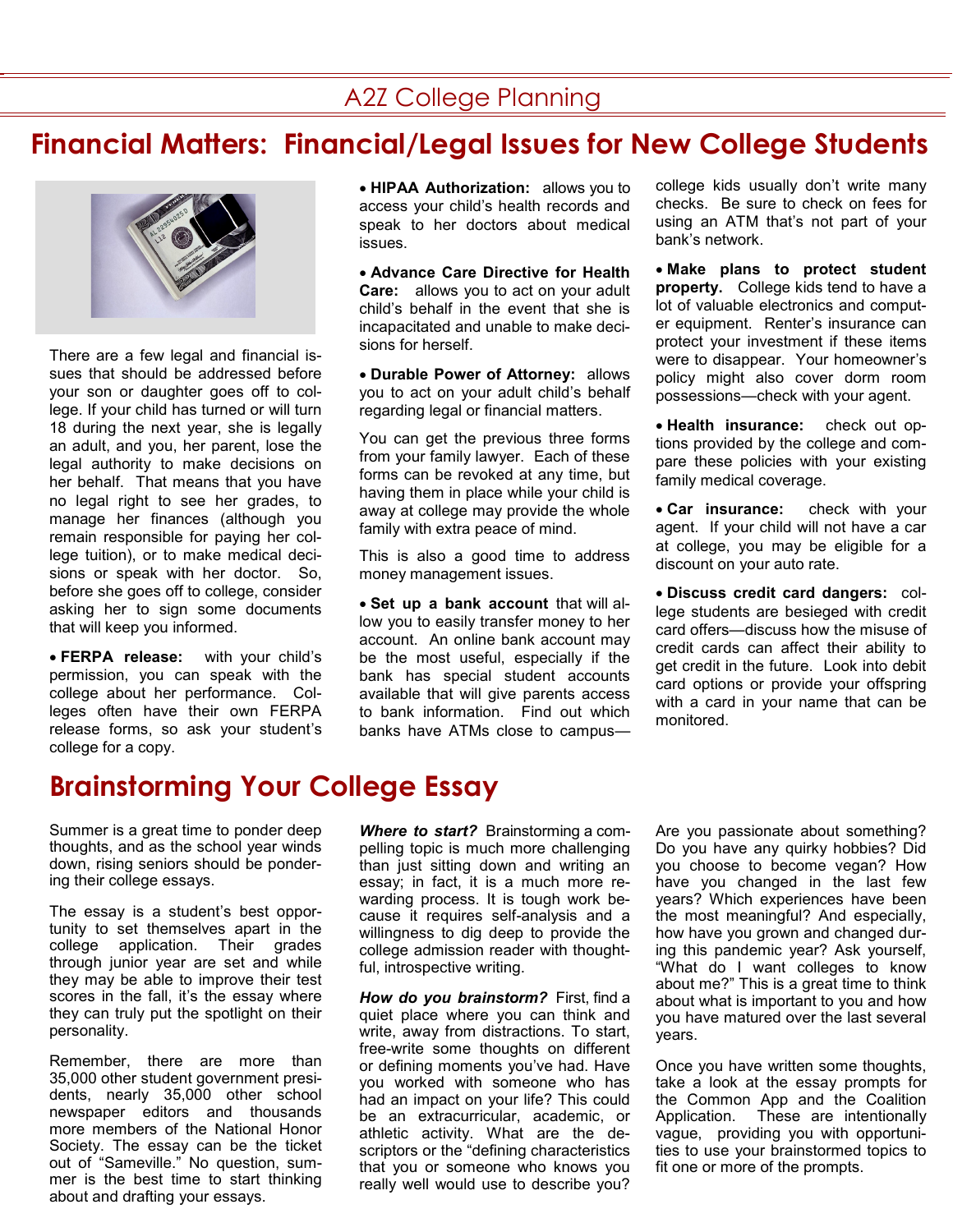# Financial Matters: Financial/Legal Issues for New College Students

There are a few legal and financial issues that should be addressed before your son or daughter goes off to college. If your child has turned or will turn 18 during the next year, she is legally an adult, and you, her parent, lose the legal authority to make decisions on her behalf. That means that you have no legal right to see her grades, to manage her finances (although you remain responsible for paying her college tuition), or to make medical decisions or speak with her doctor. So, before she goes off to college, consider asking her to sign some documents that will keep you informed.

- **FERPA release:** with your child's permission, you can speak with the college about her performance. Colleges often have their own FERPA release forms, so ask your student's college for a copy.
- **HIPAA Authorization:** allows you to access your child's health records and speak to her doctors about medical issues.
- **Advance Care Directive for Health Care:** allows you to act on your adult child's behalf in the event that she is incapacitated and unable to make decisions for herself.
- **Durable Power of Attorney:** allows you to act on your adult child's behalf regarding legal or financial matters.

You can get the previous three forms from your family lawyer. Each of these forms can be revoked at any time, but having them in place while your child is away at college may provide the whole family with extra peace of mind.

This is also a good time to address money management issues.

- **Set up a bank account** that will allow you to easily transfer money to her account. An online bank account may be the most useful, especially if the bank has special student accounts available that will give parents access to bank information. Find out which banks have ATMs close to campus—college kids usually don't write many checks. Be sure to check on fees for using an ATM that's not part of your bank's network.
- **Make plans to protect student property.** College kids tend to have a lot of valuable electronics and computer equipment. Renter's insurance can protect your investment if these items were to disappear. Your homeowner's policy might also cover dorm room possessions—check with your agent.
- **Health insurance:** check out options provided by the college and compare these policies with your existing family medical coverage.
- **Car insurance:** check with your agent. If your child will not have a car at college, you may be eligible for a discount on your auto rate.
- **Discuss credit card dangers:** college students are besieged with credit card offers—discuss how the misuse of credit cards can affect their ability to get credit in the future. Look into debit card options or provide your offspring with a card in your name that can be monitored.

# Brainstorming Your College Essay

Summer is a great time to ponder deep thoughts, and as the school year winds down, rising seniors should be pondering their college essays.

The essay is a student's best opportunity to set themselves apart in the college application. Their grades through junior year are set and while they may be able to improve their test scores in the fall, it's the essay where they can truly put the spotlight on their personality.

Remember, there are more than 35,000 other student government presidents, nearly 35,000 other school newspaper editors and thousands more members of the National Honor Society. The essay can be the ticket out of "Sameville." No question, summer is the best time to start thinking about and drafting your essays.

***Where to start?*** Brainstorming a compelling topic is much more challenging than just sitting down and writing an essay; in fact, it is a much more rewarding process. It is tough work because it requires self-analysis and a willingness to dig deep to provide the college admission reader with thoughtful, introspective writing.

***How do you brainstorm?*** First, find a quiet place where you can think and write, away from distractions. To start, free-write some thoughts on different or defining moments you've had. Have you worked with someone who has had an impact on your life? This could be an extracurricular, academic, or athletic activity. What are the descriptors or the "defining characteristics that you or someone who knows you really well would use to describe you? Are you passionate about something? Do you have any quirky hobbies? Did you choose to become vegan? How have you changed in the last few years? Which experiences have been the most meaningful? And especially, how have you grown and changed during this pandemic year? Ask yourself, "What do I want colleges to know about me?" This is a great time to think about what is important to you and how you have matured over the last several years.

Once you have written some thoughts, take a look at the essay prompts for the Common App and the Coalition Application. These are intentionally vague, providing you with opportunities to use your brainstormed topics to fit one or more of the prompts.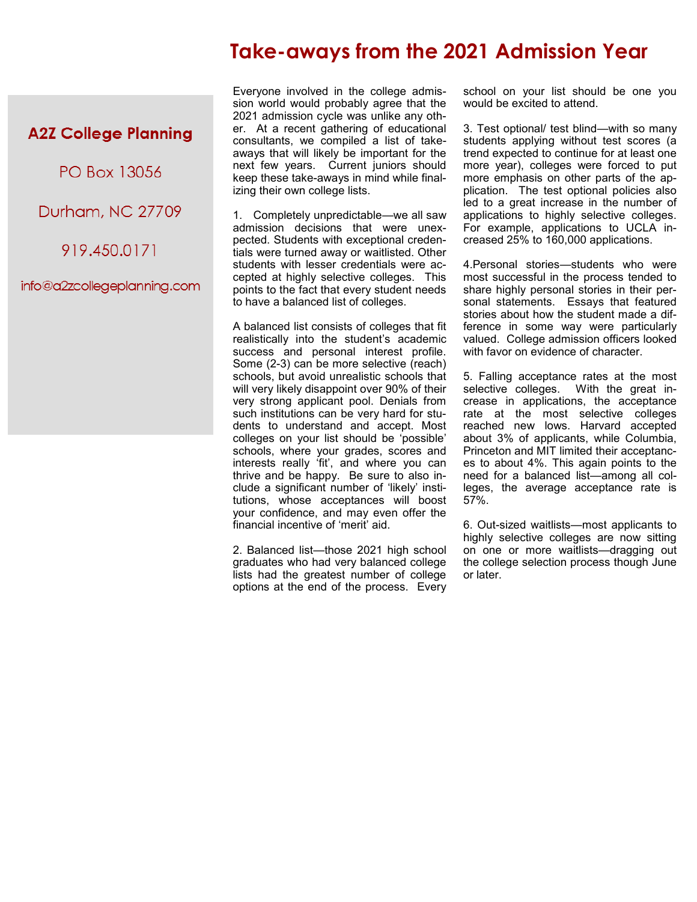# Take-aways from the 2021 Admission Year

**A2Z College Planning**

PO Box 13056

Durham, NC 27709

919.450.0171

info@a2zcollegeplanning.com

Everyone involved in the college admission world would probably agree that the 2021 admission cycle was unlike any other. At a recent gathering of educational consultants, we compiled a list of take-aways that will likely be important for the next few years. Current juniors should keep these take-aways in mind while finalizing their own college lists.

1. Completely unpredictable—we all saw admission decisions that were unexpected. Students with exceptional credentials were turned away or waitlisted. Other students with lesser credentials were accepted at highly selective colleges. This points to the fact that every student needs to have a balanced list of colleges.

A balanced list consists of colleges that fit realistically into the student's academic success and personal interest profile. Some (2-3) can be more selective (reach) schools, but avoid unrealistic schools that will very likely disappoint over 90% of their very strong applicant pool. Denials from such institutions can be very hard for students to understand and accept. Most colleges on your list should be 'possible' schools, where your grades, scores and interests really 'fit', and where you can thrive and be happy. Be sure to also include a significant number of 'likely' institutions, whose acceptances will boost your confidence, and may even offer the financial incentive of 'merit' aid.

2. Balanced list—those 2021 high school graduates who had very balanced college lists had the greatest number of college options at the end of the process. Every school on your list should be one you would be excited to attend.

3. Test optional/ test blind—with so many students applying without test scores (a trend expected to continue for at least one more year), colleges were forced to put more emphasis on other parts of the application. The test optional policies also led to a great increase in the number of applications to highly selective colleges. For example, applications to UCLA increased 25% to 160,000 applications.

4.Personal stories—students who were most successful in the process tended to share highly personal stories in their personal statements. Essays that featured stories about how the student made a difference in some way were particularly valued. College admission officers looked with favor on evidence of character.

5. Falling acceptance rates at the most selective colleges. With the great increase in applications, the acceptance rate at the most selective colleges reached new lows. Harvard accepted about 3% of applicants, while Columbia, Princeton and MIT limited their acceptances to about 4%. This again points to the need for a balanced list—among all colleges, the average acceptance rate is 57%.

6. Out-sized waitlists—most applicants to highly selective colleges are now sitting on one or more waitlists—dragging out the college selection process though June or later.